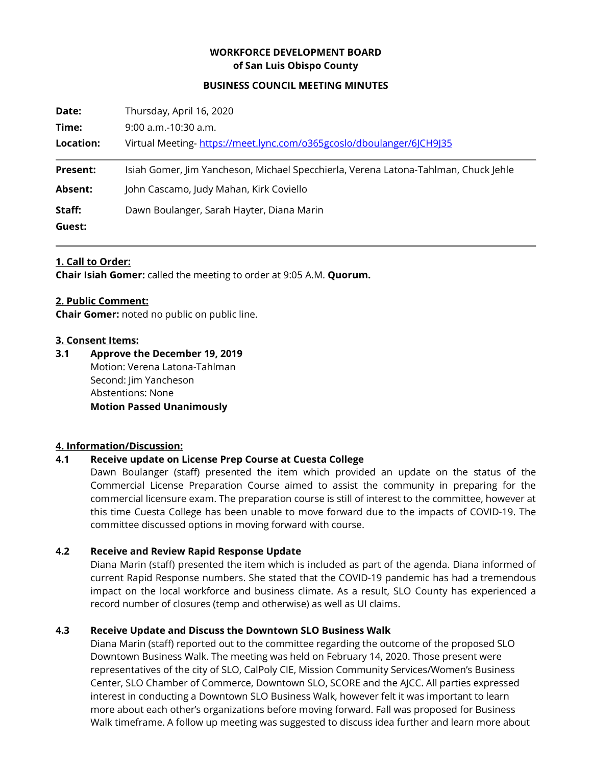**WORKFORCE DEVELOPMENT BOARD**
**of San Luis Obispo County**

**BUSINESS COUNCIL MEETING MINUTES**

| | |
|---|---|
| **Date:** | Thursday, April 16, 2020 |
| **Time:** | 9:00 a.m.-10:30 a.m. |
| **Location:** | Virtual Meeting- [https://meet.lync.com/o365gcoslo/dboulanger/6JCH9J35](https://meet.lync.com/o365gcoslo/dboulanger/6JCH9J35) |
| **Present:** | Isiah Gomer, Jim Yancheson, Michael Specchierla, Verena Latona-Tahlman, Chuck Jehle |
| **Absent:** | John Cascamo, Judy Mahan, Kirk Coviello |
| **Staff:** | Dawn Boulanger, Sarah Hayter, Diana Marin |
| **Guest:** | |

**1. Call to Order:**

**Chair Isiah Gomer:** called the meeting to order at 9:05 A.M. **Quorum.**

**2. Public Comment:**

**Chair Gomer:** noted no public on public line.

**3. Consent Items:**

**3.1 Approve the December 19, 2019**
Motion: Verena Latona-Tahlman
Second: Jim Yancheson
Abstentions: None
**Motion Passed Unanimously**

**4. Information/Discussion:**

**4.1 Receive update on License Prep Course at Cuesta College**

Dawn Boulanger (staff) presented the item which provided an update on the status of the Commercial License Preparation Course aimed to assist the community in preparing for the commercial licensure exam. The preparation course is still of interest to the committee, however at this time Cuesta College has been unable to move forward due to the impacts of COVID-19. The committee discussed options in moving forward with course.

**4.2 Receive and Review Rapid Response Update**

Diana Marin (staff) presented the item which is included as part of the agenda. Diana informed of current Rapid Response numbers. She stated that the COVID-19 pandemic has had a tremendous impact on the local workforce and business climate. As a result, SLO County has experienced a record number of closures (temp and otherwise) as well as UI claims.

**4.3 Receive Update and Discuss the Downtown SLO Business Walk**

Diana Marin (staff) reported out to the committee regarding the outcome of the proposed SLO Downtown Business Walk. The meeting was held on February 14, 2020. Those present were representatives of the city of SLO, CalPoly CIE, Mission Community Services/Women's Business Center, SLO Chamber of Commerce, Downtown SLO, SCORE and the AJCC. All parties expressed interest in conducting a Downtown SLO Business Walk, however felt it was important to learn more about each other's organizations before moving forward. Fall was proposed for Business Walk timeframe. A follow up meeting was suggested to discuss idea further and learn more about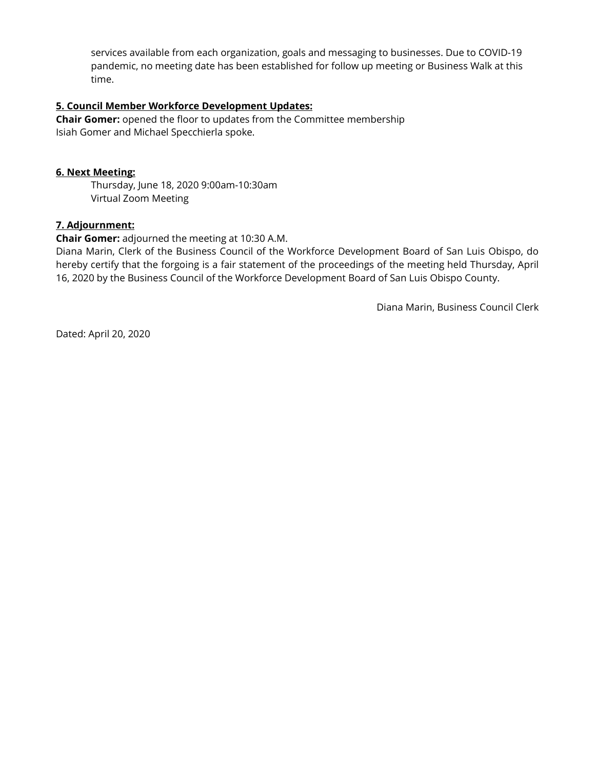services available from each organization, goals and messaging to businesses. Due to COVID-19 pandemic, no meeting date has been established for follow up meeting or Business Walk at this time.

**5. Council Member Workforce Development Updates:**

**Chair Gomer:** opened the floor to updates from the Committee membership
Isiah Gomer and Michael Specchierla spoke.

**6. Next Meeting:**

Thursday, June 18, 2020 9:00am-10:30am
Virtual Zoom Meeting

**7. Adjournment:**

**Chair Gomer:** adjourned the meeting at 10:30 A.M.
Diana Marin, Clerk of the Business Council of the Workforce Development Board of San Luis Obispo, do hereby certify that the forgoing is a fair statement of the proceedings of the meeting held Thursday, April 16, 2020 by the Business Council of the Workforce Development Board of San Luis Obispo County.

Diana Marin, Business Council Clerk

Dated: April 20, 2020